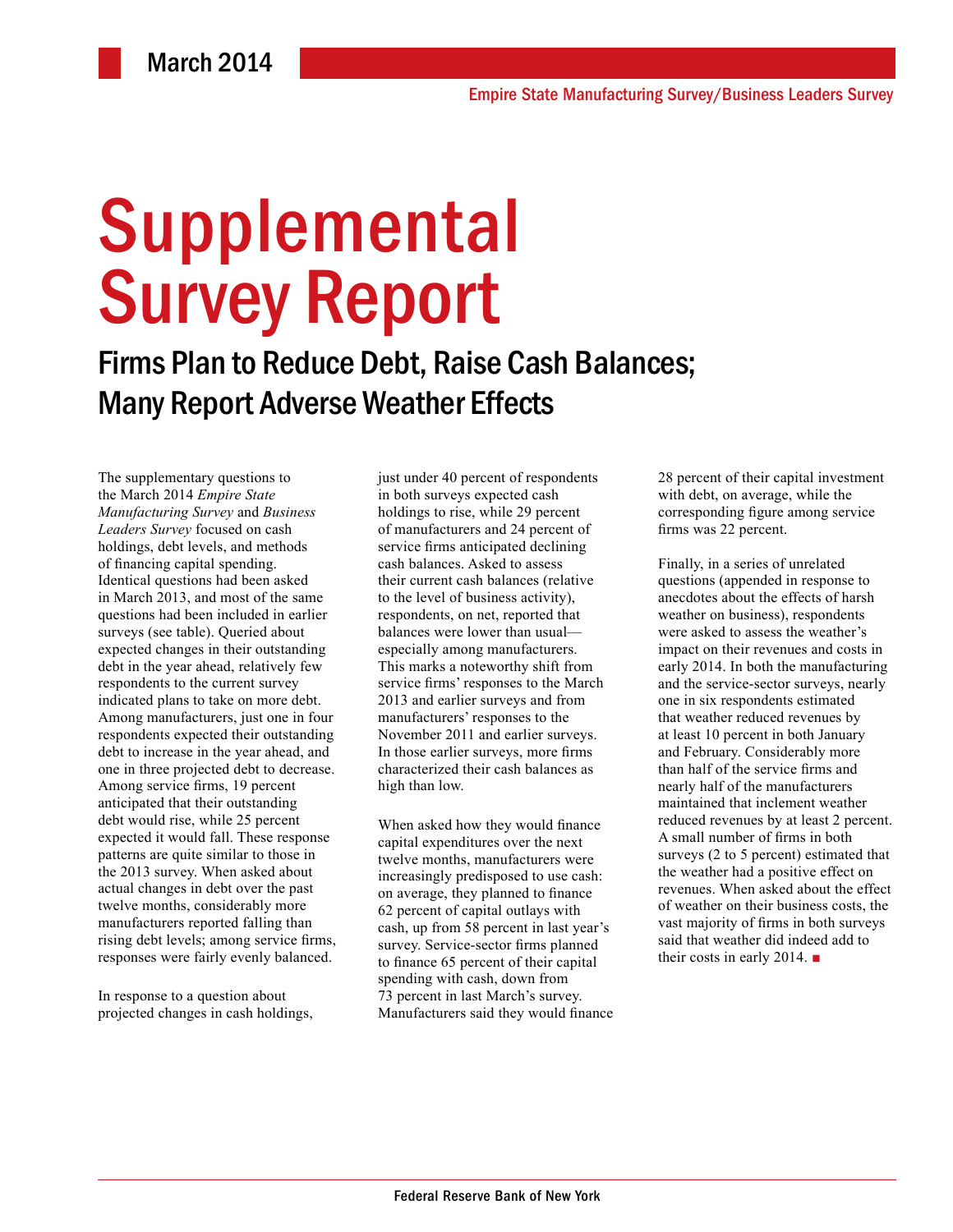March 2014

Empire State Manufacturing Survey/Business Leaders Survey

# Supplemental Survey Report

## Firms Plan to Reduce Debt, Raise Cash Balances; Many Report Adverse Weather Effects

The supplementary questions to the March 2014 *Empire State Manufacturing Survey* and *Business Leaders Survey* focused on cash holdings, debt levels, and methods of financing capital spending. Identical questions had been asked in March 2013, and most of the same questions had been included in earlier surveys (see table). Queried about expected changes in their outstanding debt in the year ahead, relatively few respondents to the current survey indicated plans to take on more debt. Among manufacturers, just one in four respondents expected their outstanding debt to increase in the year ahead, and one in three projected debt to decrease. Among service firms, 19 percent anticipated that their outstanding debt would rise, while 25 percent expected it would fall. These response patterns are quite similar to those in the 2013 survey. When asked about actual changes in debt over the past twelve months, considerably more manufacturers reported falling than rising debt levels; among service firms, responses were fairly evenly balanced.

In response to a question about projected changes in cash holdings, just under 40 percent of respondents in both surveys expected cash holdings to rise, while 29 percent of manufacturers and 24 percent of service firms anticipated declining cash balances. Asked to assess their current cash balances (relative to the level of business activity), respondents, on net, reported that balances were lower than usual—especially among manufacturers. This marks a noteworthy shift from service firms' responses to the March 2013 and earlier surveys and from manufacturers' responses to the November 2011 and earlier surveys. In those earlier surveys, more firms characterized their cash balances as high than low.

When asked how they would finance capital expenditures over the next twelve months, manufacturers were increasingly predisposed to use cash: on average, they planned to finance 62 percent of capital outlays with cash, up from 58 percent in last year's survey. Service-sector firms planned to finance 65 percent of their capital spending with cash, down from 73 percent in last March's survey. Manufacturers said they would finance 28 percent of their capital investment with debt, on average, while the corresponding figure among service firms was 22 percent.

Finally, in a series of unrelated questions (appended in response to anecdotes about the effects of harsh weather on business), respondents were asked to assess the weather's impact on their revenues and costs in early 2014. In both the manufacturing and the service-sector surveys, nearly one in six respondents estimated that weather reduced revenues by at least 10 percent in both January and February. Considerably more than half of the service firms and nearly half of the manufacturers maintained that inclement weather reduced revenues by at least 2 percent. A small number of firms in both surveys (2 to 5 percent) estimated that the weather had a positive effect on revenues. When asked about the effect of weather on their business costs, the vast majority of firms in both surveys said that weather did indeed add to their costs in early 2014. ■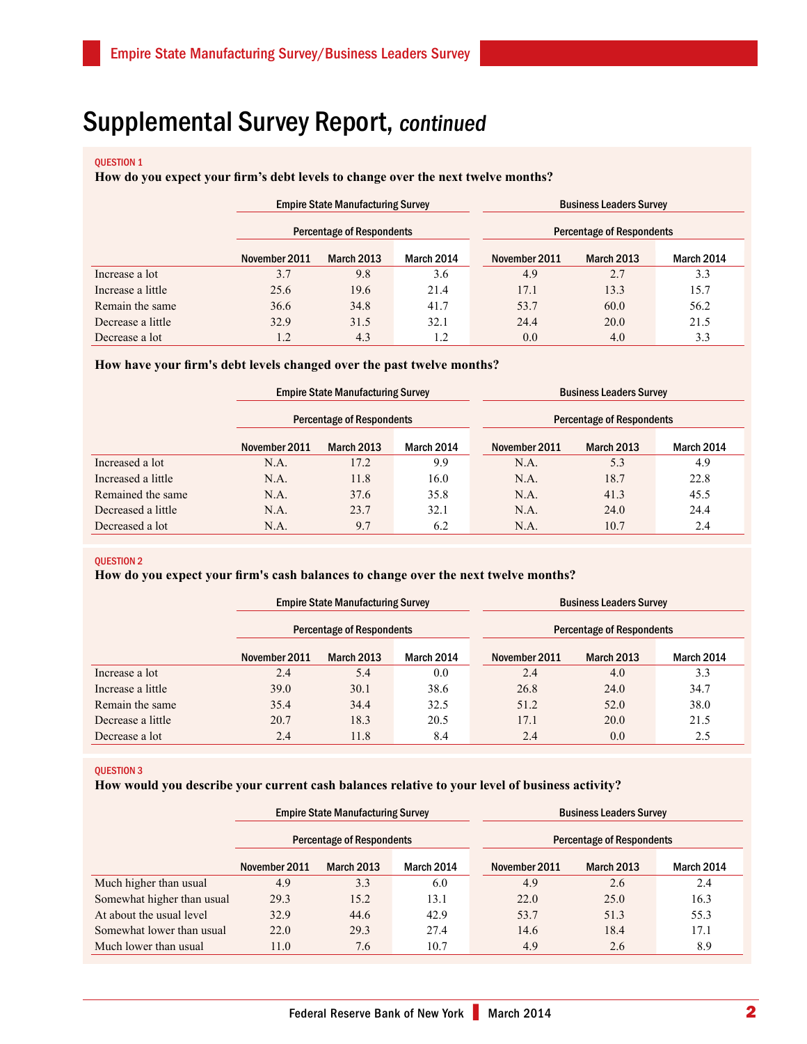# Supplemental Survey Report, *continued*

**QUESTION 1**

**How do you expect your firm's debt levels to change over the next twelve months?**

| | Empire State Manufacturing Survey | | | Business Leaders Survey | | |
|---|---|---|---|---|---|---|
| | Percentage of Respondents | | | Percentage of Respondents | | |
| | November 2011 | March 2013 | March 2014 | November 2011 | March 2013 | March 2014 |
| Increase a lot | 3.7 | 9.8 | 3.6 | 4.9 | 2.7 | 3.3 |
| Increase a little | 25.6 | 19.6 | 21.4 | 17.1 | 13.3 | 15.7 |
| Remain the same | 36.6 | 34.8 | 41.7 | 53.7 | 60.0 | 56.2 |
| Decrease a little | 32.9 | 31.5 | 32.1 | 24.4 | 20.0 | 21.5 |
| Decrease a lot | 1.2 | 4.3 | 1.2 | 0.0 | 4.0 | 3.3 |

**How have your firm's debt levels changed over the past twelve months?**

| | Empire State Manufacturing Survey | | | Business Leaders Survey | | |
|---|---|---|---|---|---|---|
| | Percentage of Respondents | | | Percentage of Respondents | | |
| | November 2011 | March 2013 | March 2014 | November 2011 | March 2013 | March 2014 |
| Increased a lot | N.A. | 17.2 | 9.9 | N.A. | 5.3 | 4.9 |
| Increased a little | N.A. | 11.8 | 16.0 | N.A. | 18.7 | 22.8 |
| Remained the same | N.A. | 37.6 | 35.8 | N.A. | 41.3 | 45.5 |
| Decreased a little | N.A. | 23.7 | 32.1 | N.A. | 24.0 | 24.4 |
| Decreased a lot | N.A. | 9.7 | 6.2 | N.A. | 10.7 | 2.4 |

**QUESTION 2**

**How do you expect your firm's cash balances to change over the next twelve months?**

| | Empire State Manufacturing Survey | | | Business Leaders Survey | | |
|---|---|---|---|---|---|---|
| | Percentage of Respondents | | | Percentage of Respondents | | |
| | November 2011 | March 2013 | March 2014 | November 2011 | March 2013 | March 2014 |
| Increase a lot | 2.4 | 5.4 | 0.0 | 2.4 | 4.0 | 3.3 |
| Increase a little | 39.0 | 30.1 | 38.6 | 26.8 | 24.0 | 34.7 |
| Remain the same | 35.4 | 34.4 | 32.5 | 51.2 | 52.0 | 38.0 |
| Decrease a little | 20.7 | 18.3 | 20.5 | 17.1 | 20.0 | 21.5 |
| Decrease a lot | 2.4 | 11.8 | 8.4 | 2.4 | 0.0 | 2.5 |

**QUESTION 3**

**How would you describe your current cash balances relative to your level of business activity?**

| | Empire State Manufacturing Survey | | | Business Leaders Survey | | |
|---|---|---|---|---|---|---|
| | Percentage of Respondents | | | Percentage of Respondents | | |
| | November 2011 | March 2013 | March 2014 | November 2011 | March 2013 | March 2014 |
| Much higher than usual | 4.9 | 3.3 | 6.0 | 4.9 | 2.6 | 2.4 |
| Somewhat higher than usual | 29.3 | 15.2 | 13.1 | 22.0 | 25.0 | 16.3 |
| At about the usual level | 32.9 | 44.6 | 42.9 | 53.7 | 51.3 | 55.3 |
| Somewhat lower than usual | 22.0 | 29.3 | 27.4 | 14.6 | 18.4 | 17.1 |
| Much lower than usual | 11.0 | 7.6 | 10.7 | 4.9 | 2.6 | 8.9 |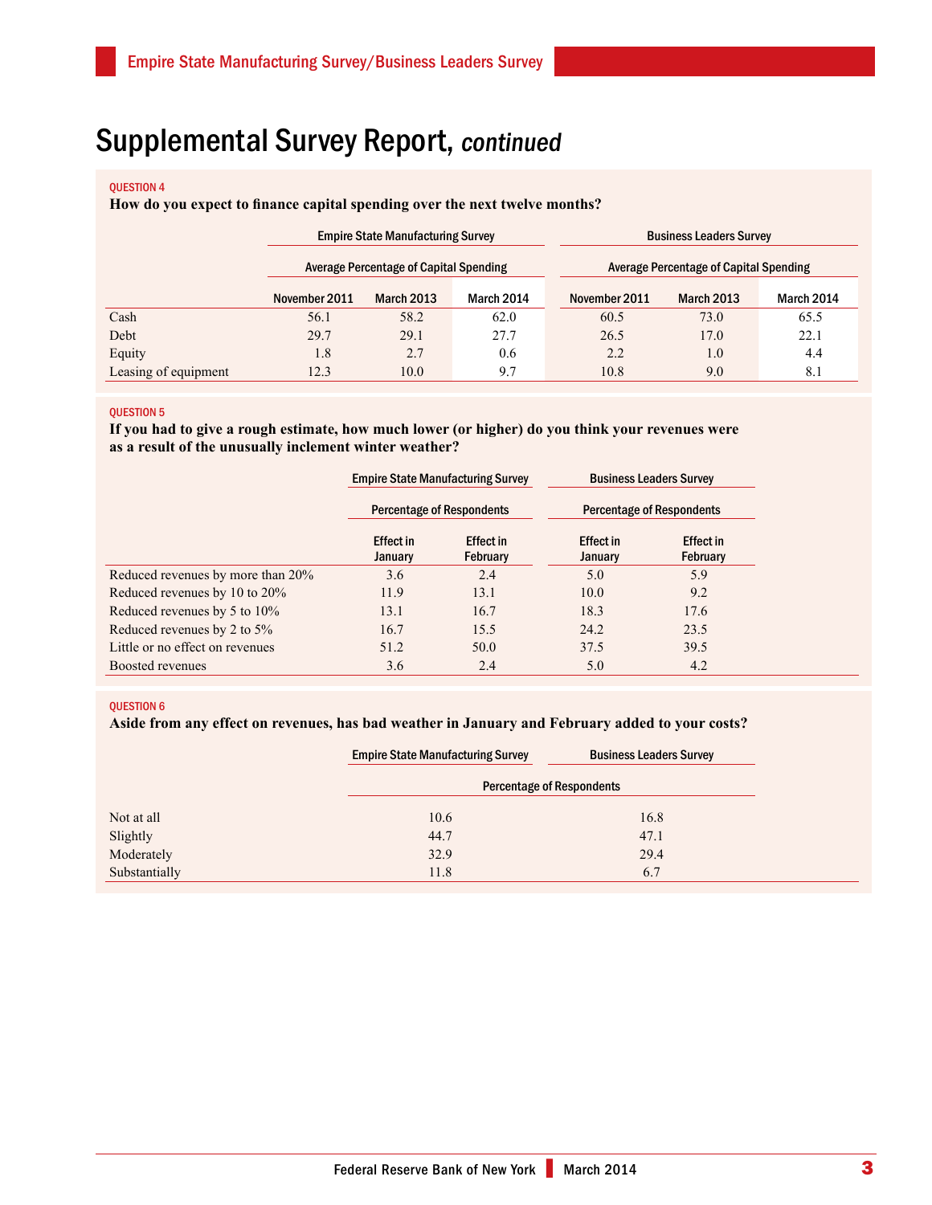# Supplemental Survey Report, *continued*

**QUESTION 4**

**How do you expect to finance capital spending over the next twelve months?**

| | Empire State Manufacturing Survey | | | Business Leaders Survey | | |
|---|---|---|---|---|---|---|
| | Average Percentage of Capital Spending | | | Average Percentage of Capital Spending | | |
| | November 2011 | March 2013 | March 2014 | November 2011 | March 2013 | March 2014 |
| Cash | 56.1 | 58.2 | 62.0 | 60.5 | 73.0 | 65.5 |
| Debt | 29.7 | 29.1 | 27.7 | 26.5 | 17.0 | 22.1 |
| Equity | 1.8 | 2.7 | 0.6 | 2.2 | 1.0 | 4.4 |
| Leasing of equipment | 12.3 | 10.0 | 9.7 | 10.8 | 9.0 | 8.1 |

**QUESTION 5**

**If you had to give a rough estimate, how much lower (or higher) do you think your revenues were as a result of the unusually inclement winter weather?**

| | Empire State Manufacturing Survey | | Business Leaders Survey | |
|---|---|---|---|---|
| | Percentage of Respondents | | Percentage of Respondents | |
| | Effect in January | Effect in February | Effect in January | Effect in February |
| Reduced revenues by more than 20% | 3.6 | 2.4 | 5.0 | 5.9 |
| Reduced revenues by 10 to 20% | 11.9 | 13.1 | 10.0 | 9.2 |
| Reduced revenues by 5 to 10% | 13.1 | 16.7 | 18.3 | 17.6 |
| Reduced revenues by 2 to 5% | 16.7 | 15.5 | 24.2 | 23.5 |
| Little or no effect on revenues | 51.2 | 50.0 | 37.5 | 39.5 |
| Boosted revenues | 3.6 | 2.4 | 5.0 | 4.2 |

**QUESTION 6**

**Aside from any effect on revenues, has bad weather in January and February added to your costs?**

| | Empire State Manufacturing Survey | Business Leaders Survey |
|---|---|---|
| | Percentage of Respondents | |
| Not at all | 10.6 | 16.8 |
| Slightly | 44.7 | 47.1 |
| Moderately | 32.9 | 29.4 |
| Substantially | 11.8 | 6.7 |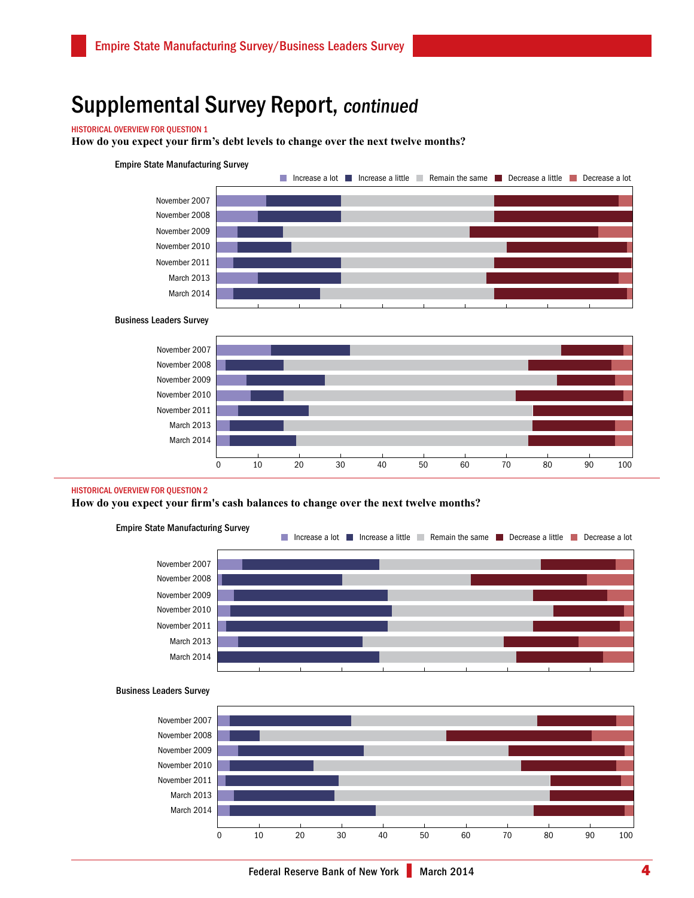# Supplemental Survey Report, *continued*

HISTORICAL OVERVIEW FOR QUESTION 1

**How do you expect your firm's debt levels to change over the next twelve months?**

Empire State Manufacturing Survey

Increase a lot | Increase a little | Remain the same | Decrease a little | Decrease a lot

November 2007
November 2008
November 2009
November 2010
November 2011
March 2013
March 2014

Business Leaders Survey

November 2007
November 2008
November 2009
November 2010
November 2011
March 2013
March 2014

0 10 20 30 40 50 60 70 80 90 100

HISTORICAL OVERVIEW FOR QUESTION 2

**How do you expect your firm's cash balances to change over the next twelve months?**

Empire State Manufacturing Survey

Increase a lot | Increase a little | Remain the same | Decrease a little | Decrease a lot

November 2007
November 2008
November 2009
November 2010
November 2011
March 2013
March 2014

Business Leaders Survey

November 2007
November 2008
November 2009
November 2010
November 2011
March 2013
March 2014

0 10 20 30 40 50 60 70 80 90 100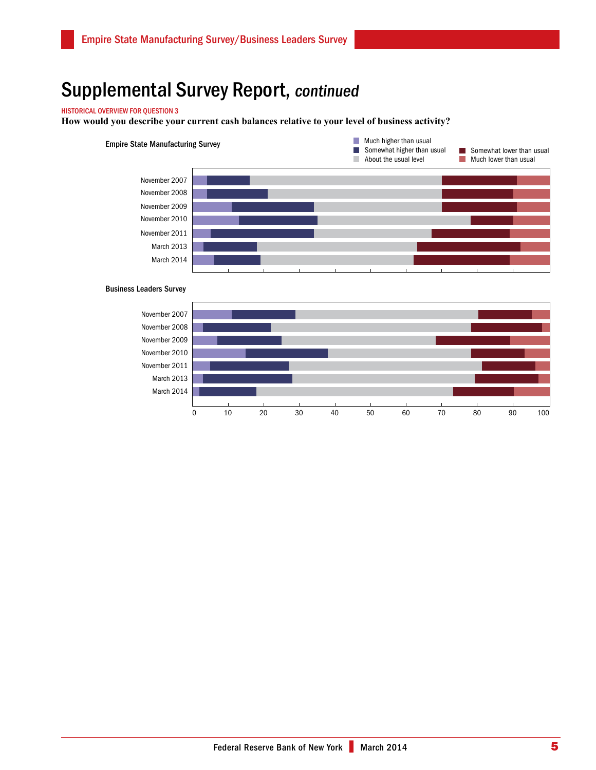# Supplemental Survey Report, *continued*

HISTORICAL OVERVIEW FOR QUESTION 3

**How would you describe your current cash balances relative to your level of business activity?**

Empire State Manufacturing Survey

Much higher than usual
Somewhat higher than usual
About the usual level
Somewhat lower than usual
Much lower than usual

November 2007
November 2008
November 2009
November 2010
November 2011
March 2013
March 2014

Business Leaders Survey

November 2007
November 2008
November 2009
November 2010
November 2011
March 2013
March 2014

0 10 20 30 40 50 60 70 80 90 100